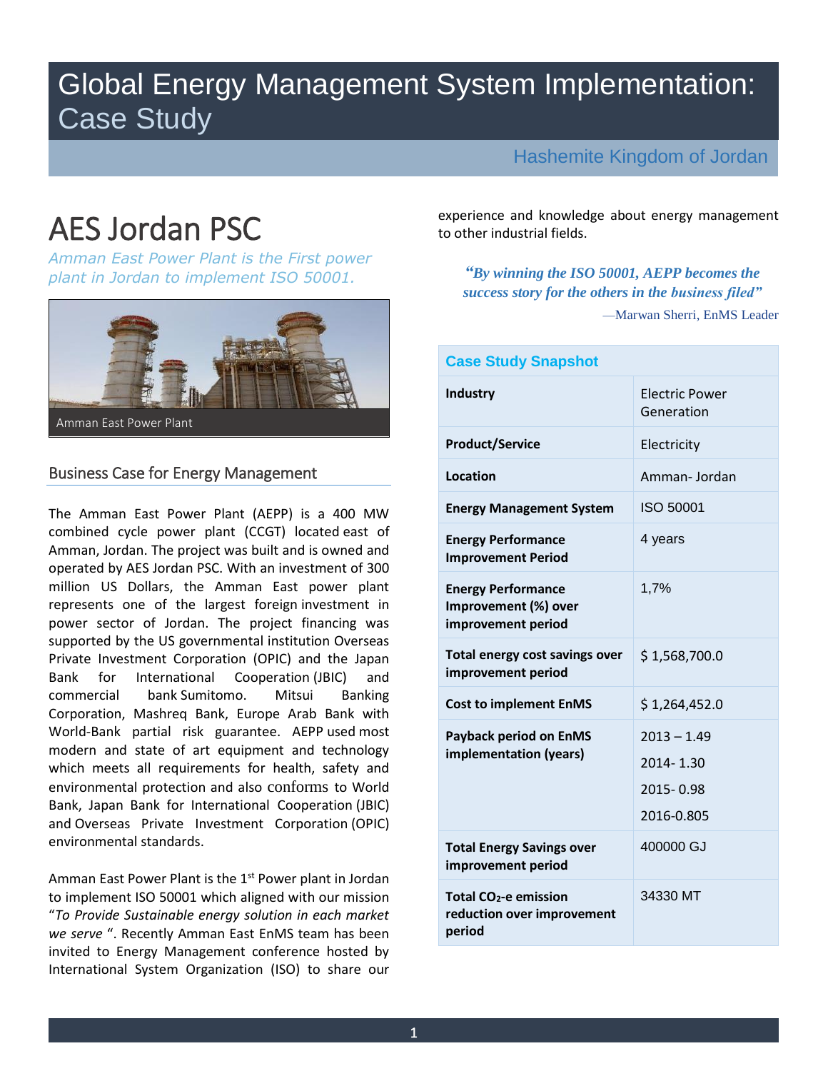# Global Energy Management System Implementation: Case Study

Hashemite Kingdom of Jordan

# AES Jordan PSC

*Amman East Power Plant is the First power plant in Jordan to implement ISO 50001.*

Amman East Power Plant

## Business Case for Energy Management

The Amman East Power Plant (AEPP) is a 400 MW combined cycle power plant (CCGT) located east of Amman, Jordan. The project was built and is owned and operated by AES Jordan PSC. With an investment of 300 million US Dollars, the Amman East power plant represents one of the largest foreign investment in power sector of Jordan. The project financing was supported by the US governmental institution Overseas Private Investment Corporation (OPIC) and the Japan Bank for International Cooperation (JBIC) and commercial bank Sumitomo. Mitsui Banking Corporation, Mashreq Bank, Europe Arab Bank with World-Bank partial risk guarantee. AEPP used most modern and state of art equipment and technology which meets all requirements for health, safety and environmental protection and also conforms to World Bank, Japan Bank for International Cooperation (JBIC) and Overseas Private Investment Corporation (OPIC) environmental standards.

Amman East Power Plant is the 1st Power plant in Jordan to implement ISO 50001 which aligned with our mission "*To Provide Sustainable energy solution in each market we serve* ". Recently Amman East EnMS team has been invited to Energy Management conference hosted by International System Organization (ISO) to share our experience and knowledge about energy management to other industrial fields.

> ***"By winning the ISO 50001, AEPP becomes the success story for the others in the business filed"***
>
> —Marwan Sherri, EnMS Leader

| Case Study Snapshot | |
|---|---|
| **Industry** | Electric Power Generation |
| **Product/Service** | Electricity |
| **Location** | Amman- Jordan |
| **Energy Management System** | ISO 50001 |
| **Energy Performance Improvement Period** | 4 years |
| **Energy Performance Improvement (%) over improvement period** | 1,7% |
| **Total energy cost savings over improvement period** | $ 1,568,700.0 |
| **Cost to implement EnMS** | $ 1,264,452.0 |
| **Payback period on EnMS implementation (years)** | 2013 – 1.49<br>2014- 1.30<br>2015- 0.98<br>2016-0.805 |
| **Total Energy Savings over improvement period** | 400000 GJ |
| **Total $CO_2$-e emission reduction over improvement period** | 34330 MT |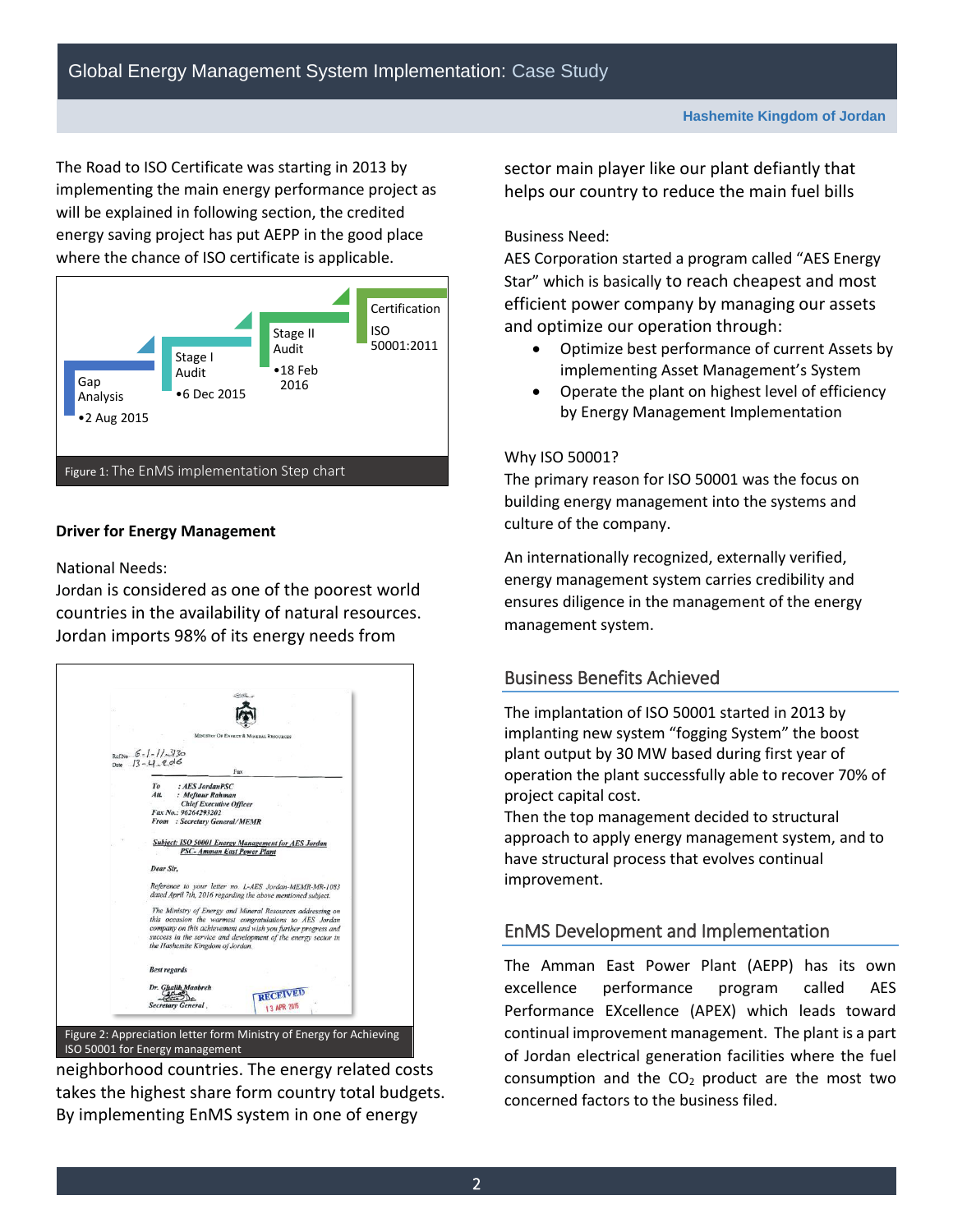The Road to ISO Certificate was starting in 2013 by implementing the main energy performance project as will be explained in following section, the credited energy saving project has put AEPP in the good place where the chance of ISO certificate is applicable.

Gap Analysis
•2 Aug 2015

Stage I Audit
•6 Dec 2015

Stage II Audit
•18 Feb 2016

Certification
ISO 50001:2011

Figure 1: The EnMS implementation Step chart

**Driver for Energy Management**

National Needs:
Jordan is considered as one of the poorest world countries in the availability of natural resources. Jordan imports 98% of its energy needs from neighborhood countries. The energy related costs takes the highest share form country total budgets. By implementing EnMS system in one of energy sector main player like our plant defiantly that helps our country to reduce the main fuel bills

Figure 2: Appreciation letter form Ministry of Energy for Achieving ISO 50001 for Energy management

Business Need:
AES Corporation started a program called "AES Energy Star" which is basically to reach cheapest and most efficient power company by managing our assets and optimize our operation through:

- Optimize best performance of current Assets by implementing Asset Management's System
- Operate the plant on highest level of efficiency by Energy Management Implementation

Why ISO 50001?
The primary reason for ISO 50001 was the focus on building energy management into the systems and culture of the company.

An internationally recognized, externally verified, energy management system carries credibility and ensures diligence in the management of the energy management system.

## Business Benefits Achieved

The implantation of ISO 50001 started in 2013 by implanting new system "fogging System" the boost plant output by 30 MW based during first year of operation the plant successfully able to recover 70% of project capital cost.
Then the top management decided to structural approach to apply energy management system, and to have structural process that evolves continual improvement.

## EnMS Development and Implementation

The Amman East Power Plant (AEPP) has its own excellence performance program called AES Performance EXcellence (APEX) which leads toward continual improvement management. The plant is a part of Jordan electrical generation facilities where the fuel consumption and the $CO_2$ product are the most two concerned factors to the business filed.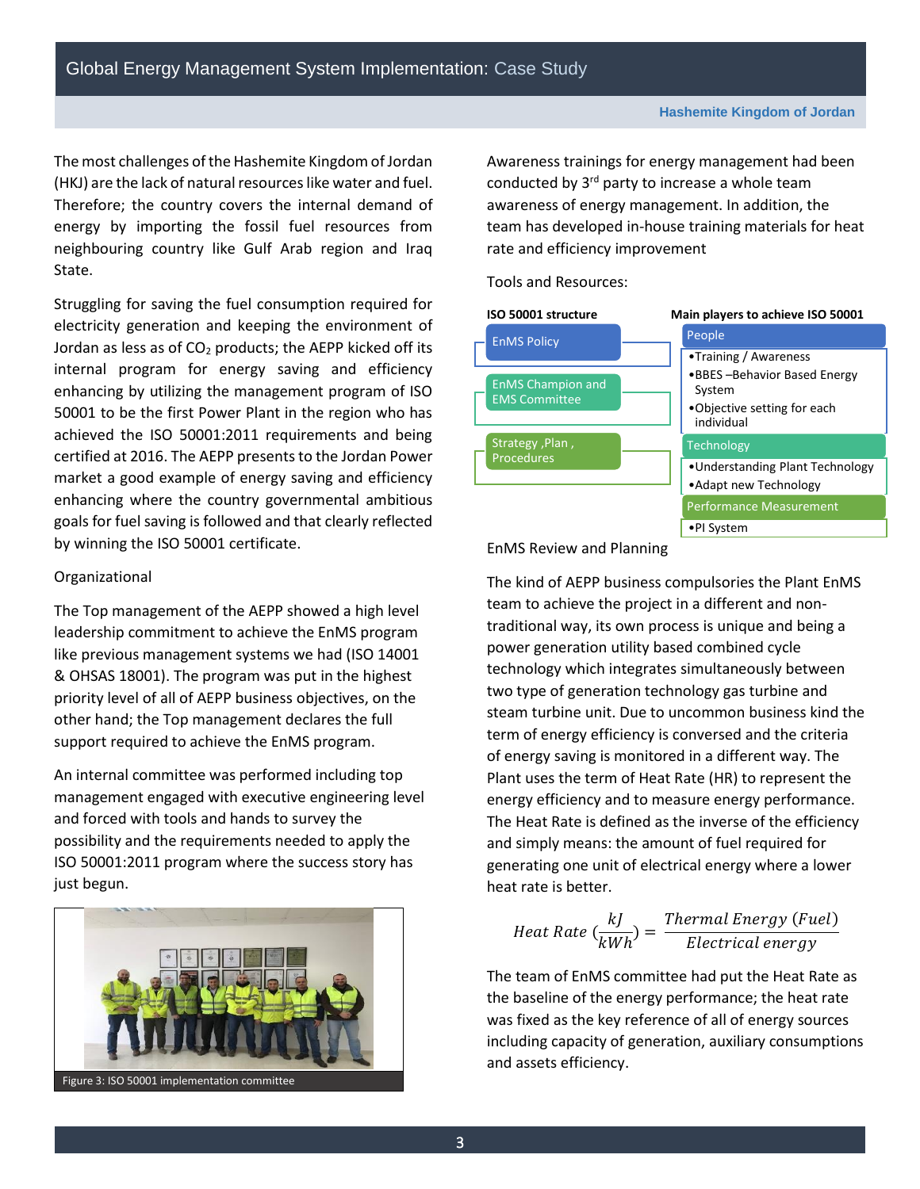The most challenges of the Hashemite Kingdom of Jordan (HKJ) are the lack of natural resources like water and fuel. Therefore; the country covers the internal demand of energy by importing the fossil fuel resources from neighbouring country like Gulf Arab region and Iraq State.

Struggling for saving the fuel consumption required for electricity generation and keeping the environment of Jordan as less as of $CO_2$ products; the AEPP kicked off its internal program for energy saving and efficiency enhancing by utilizing the management program of ISO 50001 to be the first Power Plant in the region who has achieved the ISO 50001:2011 requirements and being certified at 2016. The AEPP presents to the Jordan Power market a good example of energy saving and efficiency enhancing where the country governmental ambitious goals for fuel saving is followed and that clearly reflected by winning the ISO 50001 certificate.

Organizational

The Top management of the AEPP showed a high level leadership commitment to achieve the EnMS program like previous management systems we had (ISO 14001 & OHSAS 18001). The program was put in the highest priority level of all of AEPP business objectives, on the other hand; the Top management declares the full support required to achieve the EnMS program.

An internal committee was performed including top management engaged with executive engineering level and forced with tools and hands to survey the possibility and the requirements needed to apply the ISO 50001:2011 program where the success story has just begun.

Figure 3: ISO 50001 implementation committee

Awareness trainings for energy management had been conducted by 3rd party to increase a whole team awareness of energy management. In addition, the team has developed in-house training materials for heat rate and efficiency improvement

Tools and Resources:

| ISO 50001 structure | Main players to achieve ISO 50001 |
| --- | --- |
| EnMS Policy | **People**<br>• Training / Awareness<br>• BBES –Behavior Based Energy System<br>• Objective setting for each individual |
| EnMS Champion and EMS Committee | **Technology**<br>• Understanding Plant Technology<br>• Adapt new Technology |
| Strategy ,Plan , Procedures | **Performance Measurement**<br>• PI System |

EnMS Review and Planning

The kind of AEPP business compulsories the Plant EnMS team to achieve the project in a different and non-traditional way, its own process is unique and being a power generation utility based combined cycle technology which integrates simultaneously between two type of generation technology gas turbine and steam turbine unit. Due to uncommon business kind the term of energy efficiency is conversed and the criteria of energy saving is monitored in a different way. The Plant uses the term of Heat Rate (HR) to represent the energy efficiency and to measure energy performance. The Heat Rate is defined as the inverse of the efficiency and simply means: the amount of fuel required for generating one unit of electrical energy where a lower heat rate is better.

$$Heat\ Rate\ (\frac{kJ}{kWh}) = \frac{Thermal\ Energy\ (Fuel)}{Electrical\ energy}$$

The team of EnMS committee had put the Heat Rate as the baseline of the energy performance; the heat rate was fixed as the key reference of all of energy sources including capacity of generation, auxiliary consumptions and assets efficiency.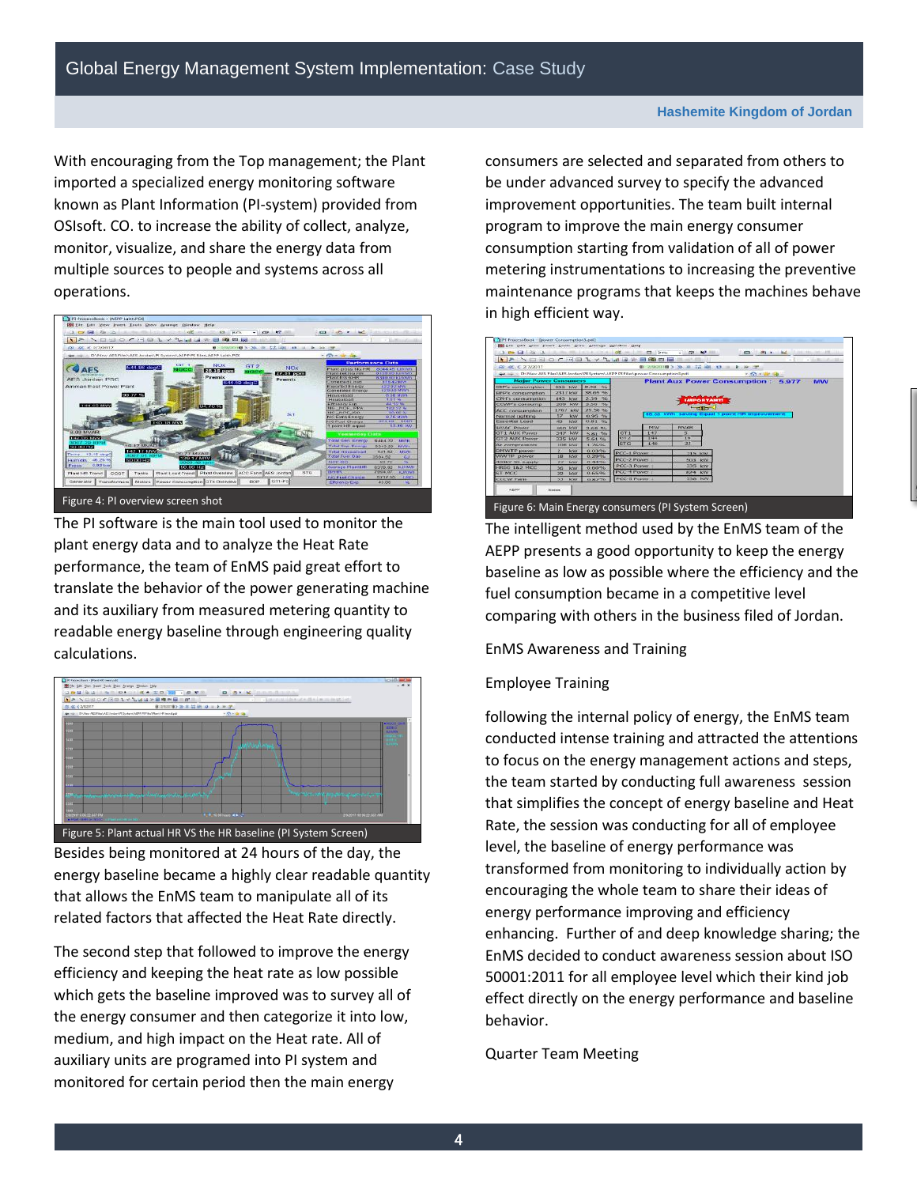With encouraging from the Top management; the Plant imported a specialized energy monitoring software known as Plant Information (PI-system) provided from OSIsoft. CO. to increase the ability of collect, analyze, monitor, visualize, and share the energy data from multiple sources to people and systems across all operations.

Figure 4: PI overview screen shot

The PI software is the main tool used to monitor the plant energy data and to analyze the Heat Rate performance, the team of EnMS paid great effort to translate the behavior of the power generating machine and its auxiliary from measured metering quantity to readable energy baseline through engineering quality calculations.

Figure 5: Plant actual HR VS the HR baseline (PI System Screen)

Besides being monitored at 24 hours of the day, the energy baseline became a highly clear readable quantity that allows the EnMS team to manipulate all of its related factors that affected the Heat Rate directly.

The second step that followed to improve the energy efficiency and keeping the heat rate as low possible which gets the baseline improved was to survey all of the energy consumer and then categorize it into low, medium, and high impact on the Heat rate. All of auxiliary units are programed into PI system and monitored for certain period then the main energy consumers are selected and separated from others to be under advanced survey to specify the advanced improvement opportunities. The team built internal program to improve the main energy consumer consumption starting from validation of all of power metering instrumentations to increasing the preventive maintenance programs that keeps the machines behave in high efficient way.

Figure 6: Main Energy consumers (PI System Screen)

The intelligent method used by the EnMS team of the AEPP presents a good opportunity to keep the energy baseline as low as possible where the efficiency and the fuel consumption became in a competitive level comparing with others in the business filed of Jordan.

EnMS Awareness and Training

Employee Training

following the internal policy of energy, the EnMS team conducted intense training and attracted the attentions to focus on the energy management actions and steps, the team started by conducting full awareness session that simplifies the concept of energy baseline and Heat Rate, the session was conducting for all of employee level, the baseline of energy performance was transformed from monitoring to individually action by encouraging the whole team to share their ideas of energy performance improving and efficiency enhancing. Further of and deep knowledge sharing; the EnMS decided to conduct awareness session about ISO 50001:2011 for all employee level which their kind job effect directly on the energy performance and baseline behavior.

Quarter Team Meeting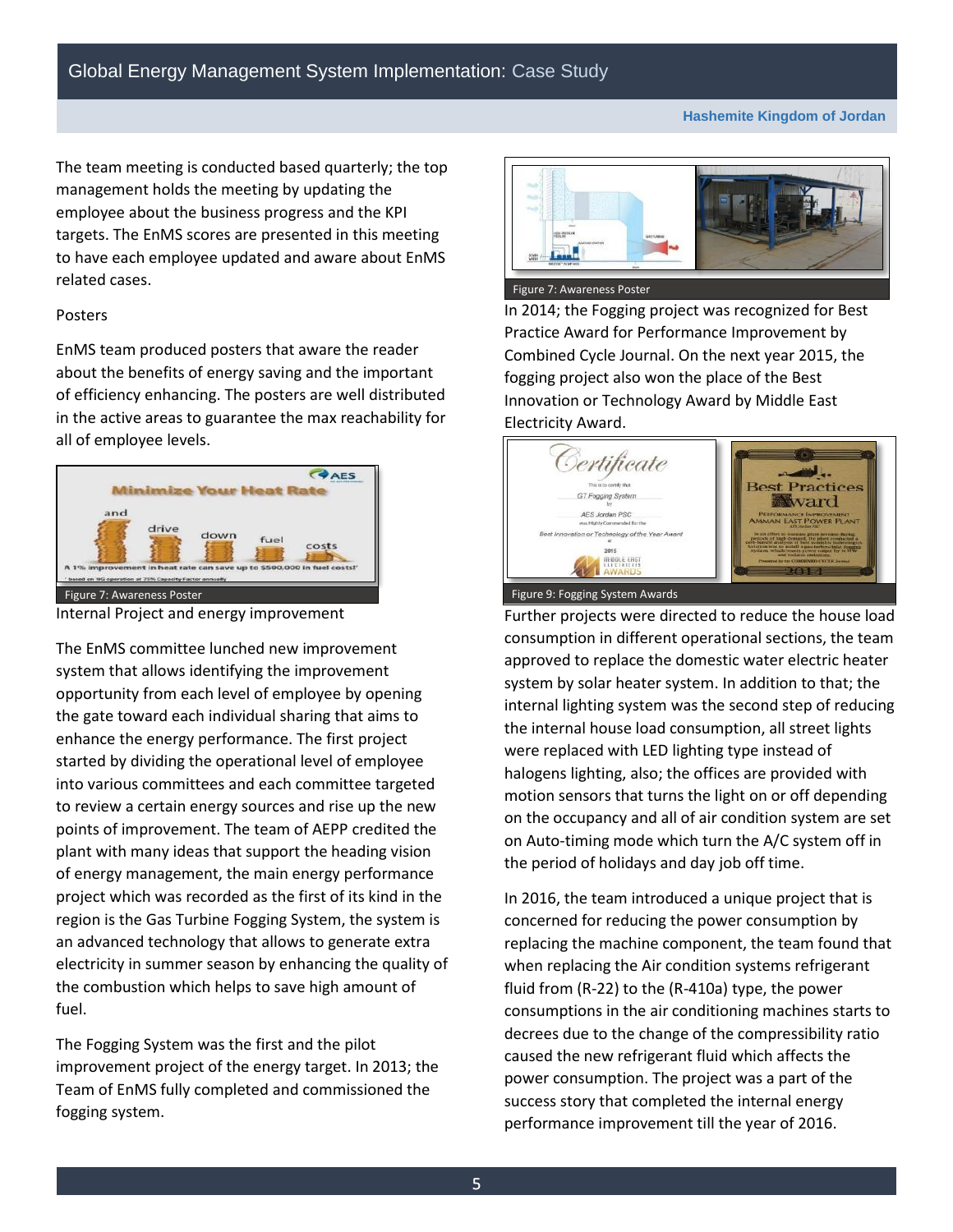The team meeting is conducted based quarterly; the top management holds the meeting by updating the employee about the business progress and the KPI targets. The EnMS scores are presented in this meeting to have each employee updated and aware about EnMS related cases.

Posters

EnMS team produced posters that aware the reader about the benefits of energy saving and the important of efficiency enhancing. The posters are well distributed in the active areas to guarantee the max reachability for all of employee levels.

Figure 7: Awareness Poster

Internal Project and energy improvement

The EnMS committee lunched new improvement system that allows identifying the improvement opportunity from each level of employee by opening the gate toward each individual sharing that aims to enhance the energy performance. The first project started by dividing the operational level of employee into various committees and each committee targeted to review a certain energy sources and rise up the new points of improvement. The team of AEPP credited the plant with many ideas that support the heading vision of energy management, the main energy performance project which was recorded as the first of its kind in the region is the Gas Turbine Fogging System, the system is an advanced technology that allows to generate extra electricity in summer season by enhancing the quality of the combustion which helps to save high amount of fuel.

The Fogging System was the first and the pilot improvement project of the energy target. In 2013; the Team of EnMS fully completed and commissioned the fogging system.

Figure 7: Awareness Poster

In 2014; the Fogging project was recognized for Best Practice Award for Performance Improvement by Combined Cycle Journal. On the next year 2015, the fogging project also won the place of the Best Innovation or Technology Award by Middle East Electricity Award.

Figure 9: Fogging System Awards

Further projects were directed to reduce the house load consumption in different operational sections, the team approved to replace the domestic water electric heater system by solar heater system. In addition to that; the internal lighting system was the second step of reducing the internal house load consumption, all street lights were replaced with LED lighting type instead of halogens lighting, also; the offices are provided with motion sensors that turns the light on or off depending on the occupancy and all of air condition system are set on Auto-timing mode which turn the A/C system off in the period of holidays and day job off time.

In 2016, the team introduced a unique project that is concerned for reducing the power consumption by replacing the machine component, the team found that when replacing the Air condition systems refrigerant fluid from (R-22) to the (R-410a) type, the power consumptions in the air conditioning machines starts to decrees due to the change of the compressibility ratio caused the new refrigerant fluid which affects the power consumption. The project was a part of the success story that completed the internal energy performance improvement till the year of 2016.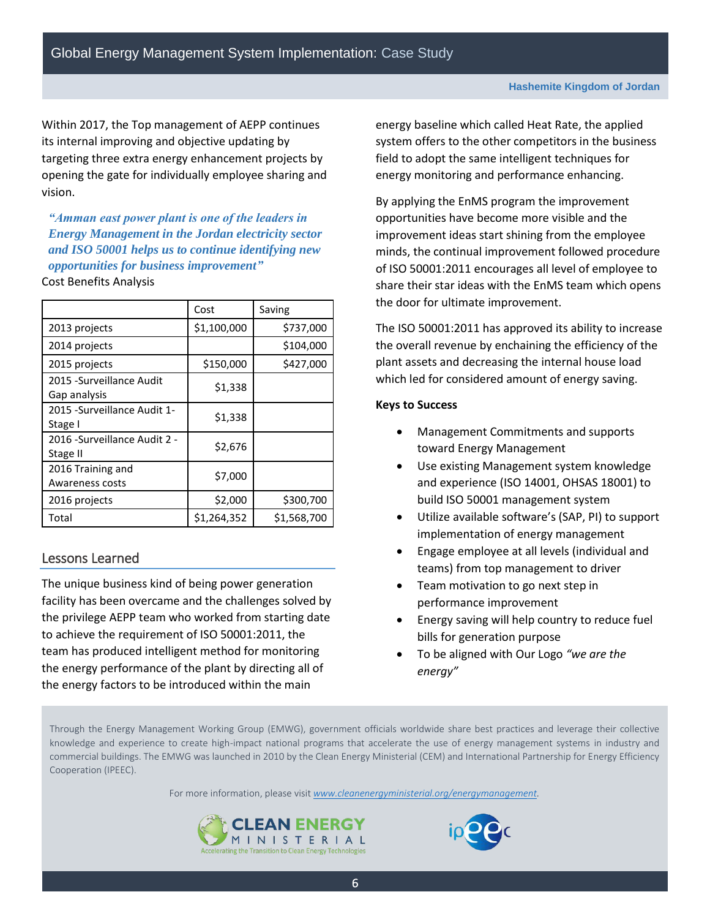Within 2017, the Top management of AEPP continues its internal improving and objective updating by targeting three extra energy enhancement projects by opening the gate for individually employee sharing and vision.

***"Amman east power plant is one of the leaders in Energy Management in the Jordan electricity sector and ISO 50001 helps us to continue identifying new opportunities for business improvement"***

Cost Benefits Analysis

| | Cost | Saving |
|---|---|---|
| 2013 projects | $1,100,000 | $737,000 |
| 2014 projects | | $104,000 |
| 2015 projects | $150,000 | $427,000 |
| 2015 -Surveillance Audit Gap analysis | $1,338 | |
| 2015 -Surveillance Audit 1- Stage I | $1,338 | |
| 2016 -Surveillance Audit 2 - Stage II | $2,676 | |
| 2016 Training and Awareness costs | $7,000 | |
| 2016 projects | $2,000 | $300,700 |
| Total | $1,264,352 | $1,568,700 |

## Lessons Learned

The unique business kind of being power generation facility has been overcame and the challenges solved by the privilege AEPP team who worked from starting date to achieve the requirement of ISO 50001:2011, the team has produced intelligent method for monitoring the energy performance of the plant by directing all of the energy factors to be introduced within the main energy baseline which called Heat Rate, the applied system offers to the other competitors in the business field to adopt the same intelligent techniques for energy monitoring and performance enhancing.

By applying the EnMS program the improvement opportunities have become more visible and the improvement ideas start shining from the employee minds, the continual improvement followed procedure of ISO 50001:2011 encourages all level of employee to share their star ideas with the EnMS team which opens the door for ultimate improvement.

The ISO 50001:2011 has approved its ability to increase the overall revenue by enchaining the efficiency of the plant assets and decreasing the internal house load which led for considered amount of energy saving.

**Keys to Success**

- Management Commitments and supports toward Energy Management
- Use existing Management system knowledge and experience (ISO 14001, OHSAS 18001) to build ISO 50001 management system
- Utilize available software's (SAP, PI) to support implementation of energy management
- Engage employee at all levels (individual and teams) from top management to driver
- Team motivation to go next step in performance improvement
- Energy saving will help country to reduce fuel bills for generation purpose
- To be aligned with Our Logo *"we are the energy"*

Through the Energy Management Working Group (EMWG), government officials worldwide share best practices and leverage their collective knowledge and experience to create high-impact national programs that accelerate the use of energy management systems in industry and commercial buildings. The EMWG was launched in 2010 by the Clean Energy Ministerial (CEM) and International Partnership for Energy Efficiency Cooperation (IPEEC).

For more information, please visit *www.cleanenergyministerial.org/energymanagement*.